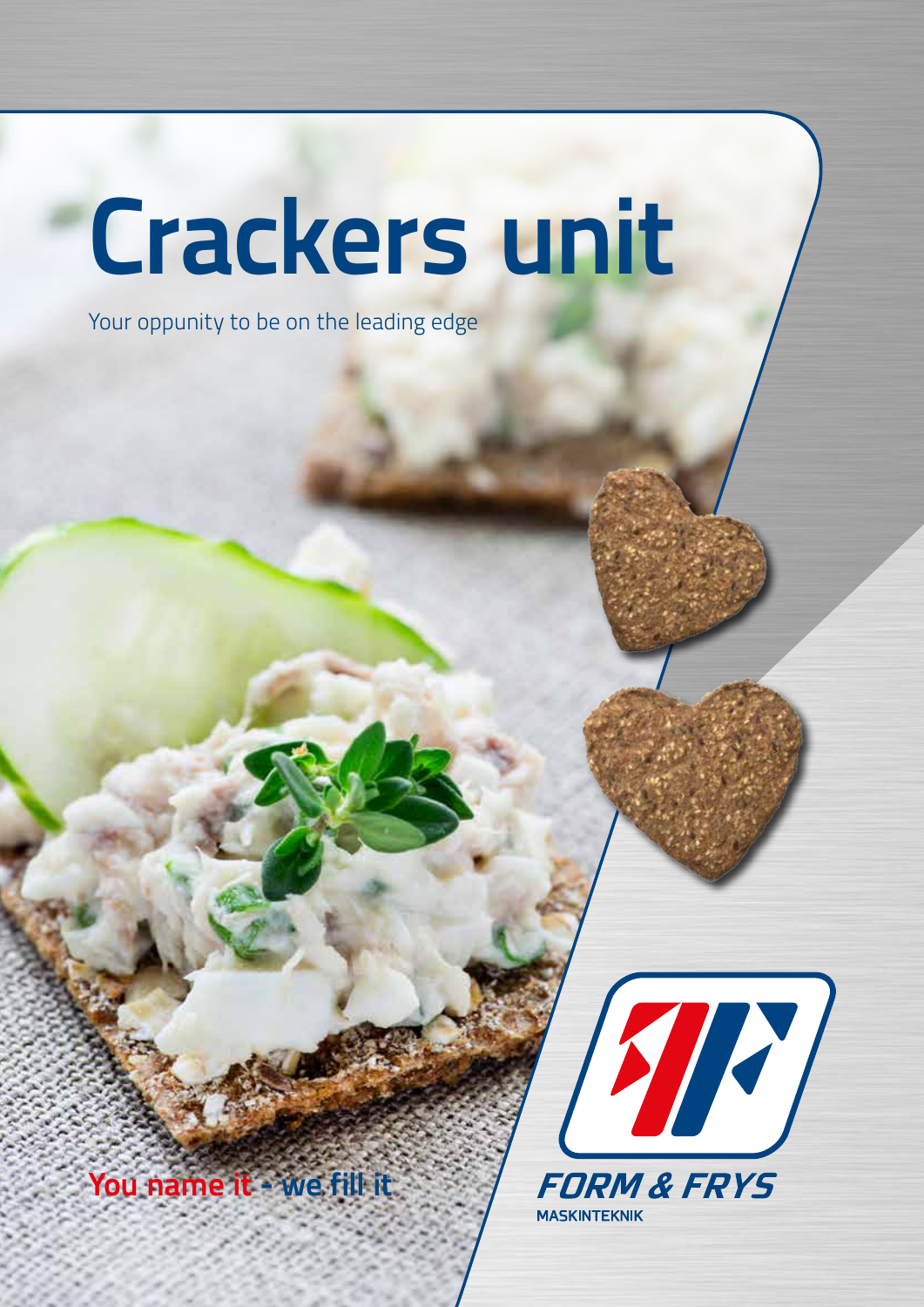# Crackers unit

Your oppunity to be on the leading edge

**You name it - we fill it**

FORM & FRYS
MASKINTEKNIK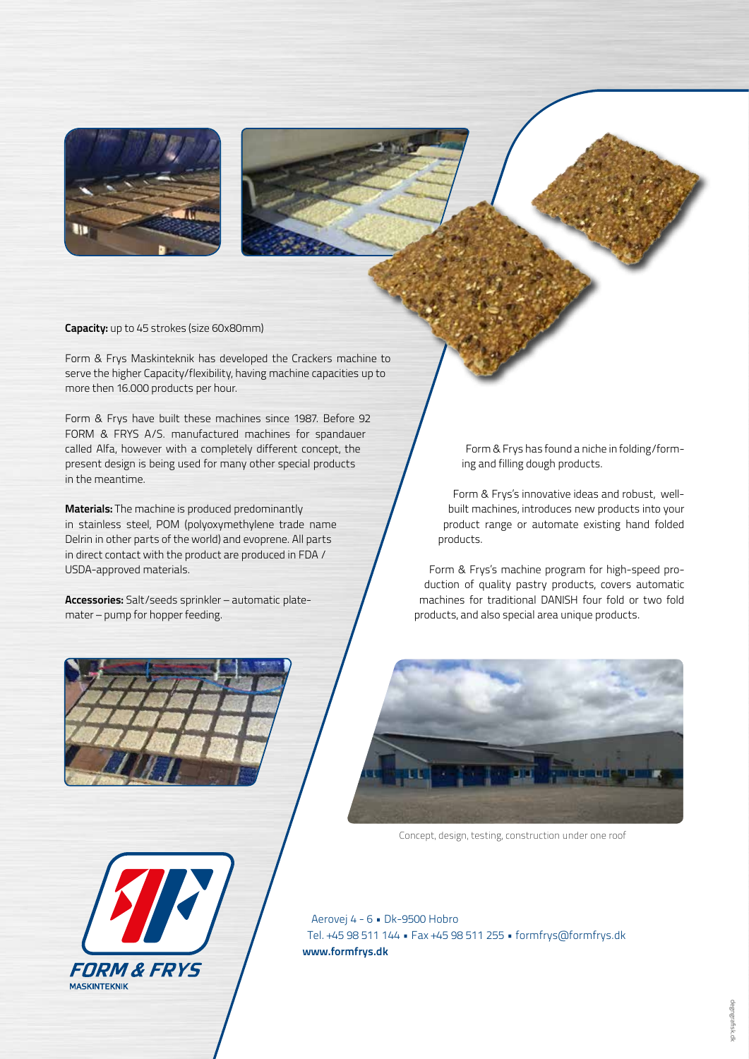**Capacity:** up to 45 strokes (size 60x80mm)

Form & Frys Maskinteknik has developed the Crackers machine to serve the higher Capacity/flexibility, having machine capacities up to more then 16.000 products per hour.

Form & Frys have built these machines since 1987. Before 92 FORM & FRYS A/S. manufactured machines for spandauer called Alfa, however with a completely different concept, the present design is being used for many other special products in the meantime.

**Materials:** The machine is produced predominantly in stainless steel, POM (polyoxymethylene trade name Delrin in other parts of the world) and evoprene. All parts in direct contact with the product are produced in FDA / USDA-approved materials.

**Accessories:** Salt/seeds sprinkler – automatic platemater – pump for hopper feeding.

Form & Frys has found a niche in folding/forming and filling dough products.

Form & Frys's innovative ideas and robust, well-built machines, introduces new products into your product range or automate existing hand folded products.

Form & Frys's machine program for high-speed production of quality pastry products, covers automatic machines for traditional DANISH four fold or two fold products, and also special area unique products.

Concept, design, testing, construction under one roof

FORM & FRYS
MASKINTEKNIK

Aerovej 4 - 6 ▪ Dk-9500 Hobro
Tel. +45 98 511 144 ▪ Fax +45 98 511 255 ▪ formfrys@formfrys.dk
**www.formfrys.dk**

degngrafisk.dk